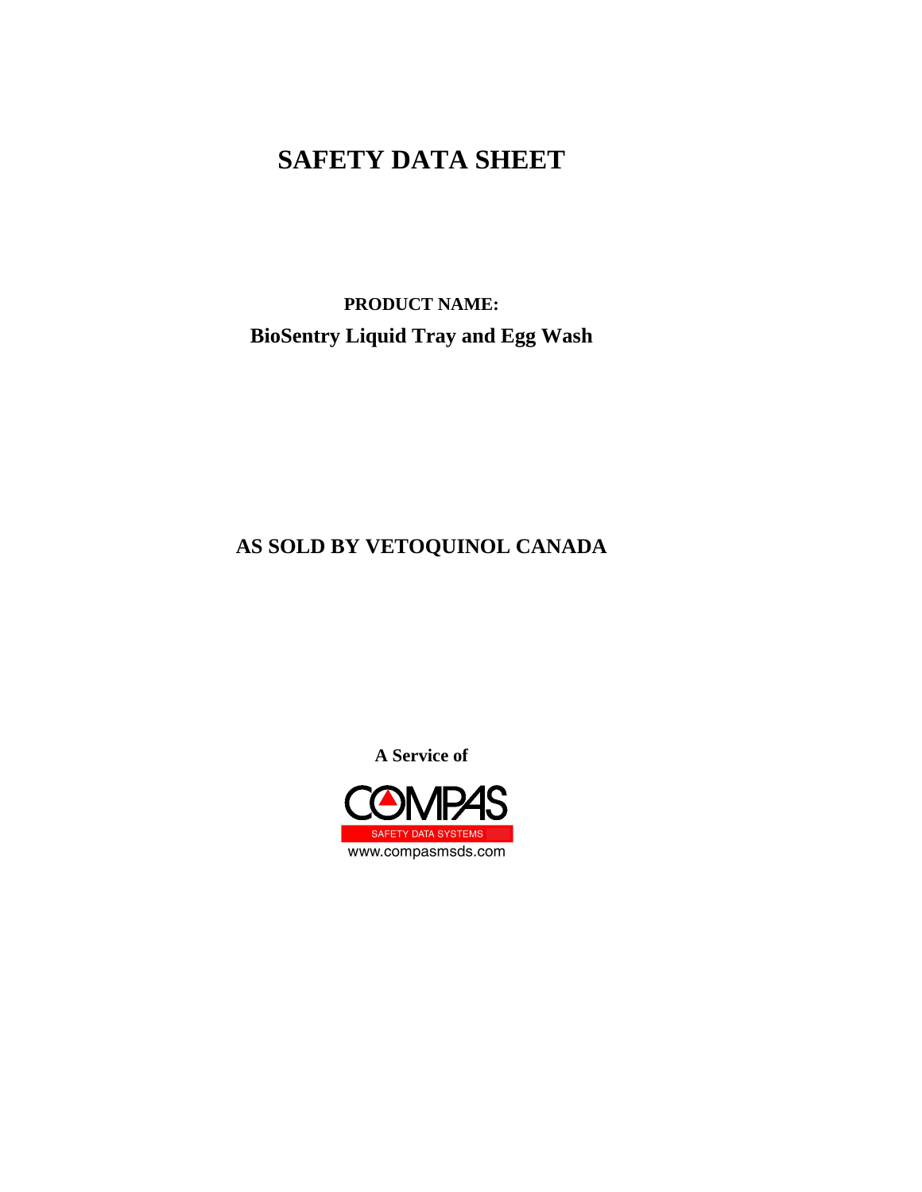# SAFETY DATA SHEET

**PRODUCT NAME:**

**BioSentry Liquid Tray and Egg Wash**

**AS SOLD BY VETOQUINOL CANADA**

**A Service of**

COMPAS

SAFETY DATA SYSTEMS

www.compasmsds.com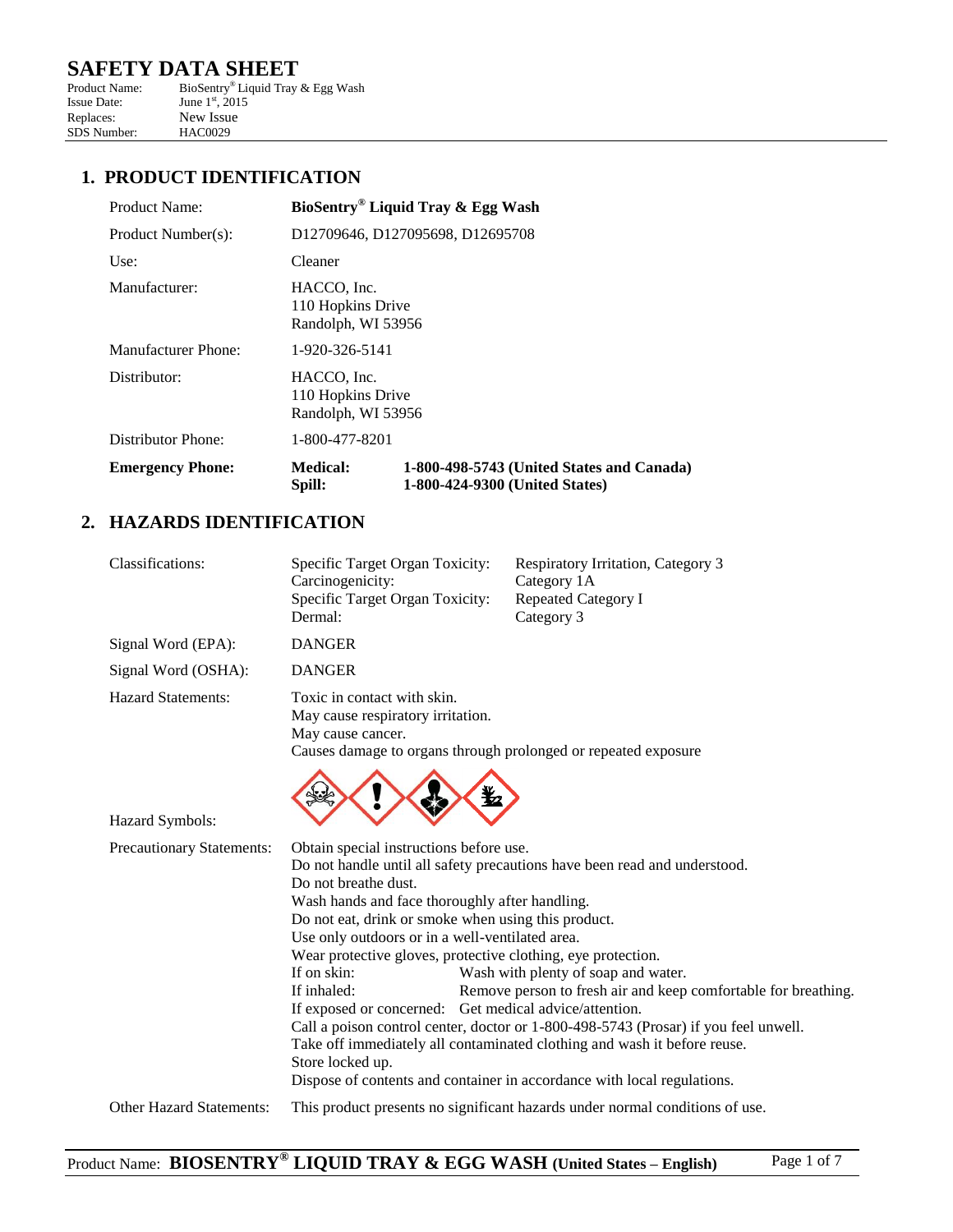# SAFETY DATA SHEET

Product Name: BioSentry® Liquid Tray & Egg Wash
Issue Date: June 1st, 2015
Replaces: New Issue
SDS Number: HAC0029

## 1. PRODUCT IDENTIFICATION

| | | |
|---|---|---|
| Product Name: | **BioSentry® Liquid Tray & Egg Wash** | |
| Product Number(s): | D12709646, D127095698, D12695708 | |
| Use: | Cleaner | |
| Manufacturer: | HACCO, Inc.<br>110 Hopkins Drive<br>Randolph, WI 53956 | |
| Manufacturer Phone: | 1-920-326-5141 | |
| Distributor: | HACCO, Inc.<br>110 Hopkins Drive<br>Randolph, WI 53956 | |
| Distributor Phone: | 1-800-477-8201 | |
| **Emergency Phone:** | **Medical:**<br>**Spill:** | **1-800-498-5743 (United States and Canada)**<br>**1-800-424-9300 (United States)** |

## 2. HAZARDS IDENTIFICATION

| | | |
|---|---|---|
| Classifications: | Specific Target Organ Toxicity:<br>Carcinogenicity:<br>Specific Target Organ Toxicity:<br>Dermal: | Respiratory Irritation, Category 3<br>Category 1A<br>Repeated Category I<br>Category 3 |

Signal Word (EPA): DANGER

Signal Word (OSHA): DANGER

Hazard Statements:
Toxic in contact with skin.
May cause respiratory irritation.
May cause cancer.
Causes damage to organs through prolonged or repeated exposure

Hazard Symbols:

Precautionary Statements:
Obtain special instructions before use.
Do not handle until all safety precautions have been read and understood.
Do not breathe dust.
Wash hands and face thoroughly after handling.
Do not eat, drink or smoke when using this product.
Use only outdoors or in a well-ventilated area.
Wear protective gloves, protective clothing, eye protection.
If on skin: Wash with plenty of soap and water.
If inhaled: Remove person to fresh air and keep comfortable for breathing.
If exposed or concerned: Get medical advice/attention.
Call a poison control center, doctor or 1-800-498-5743 (Prosar) if you feel unwell.
Take off immediately all contaminated clothing and wash it before reuse.
Store locked up.
Dispose of contents and container in accordance with local regulations.

Other Hazard Statements: This product presents no significant hazards under normal conditions of use.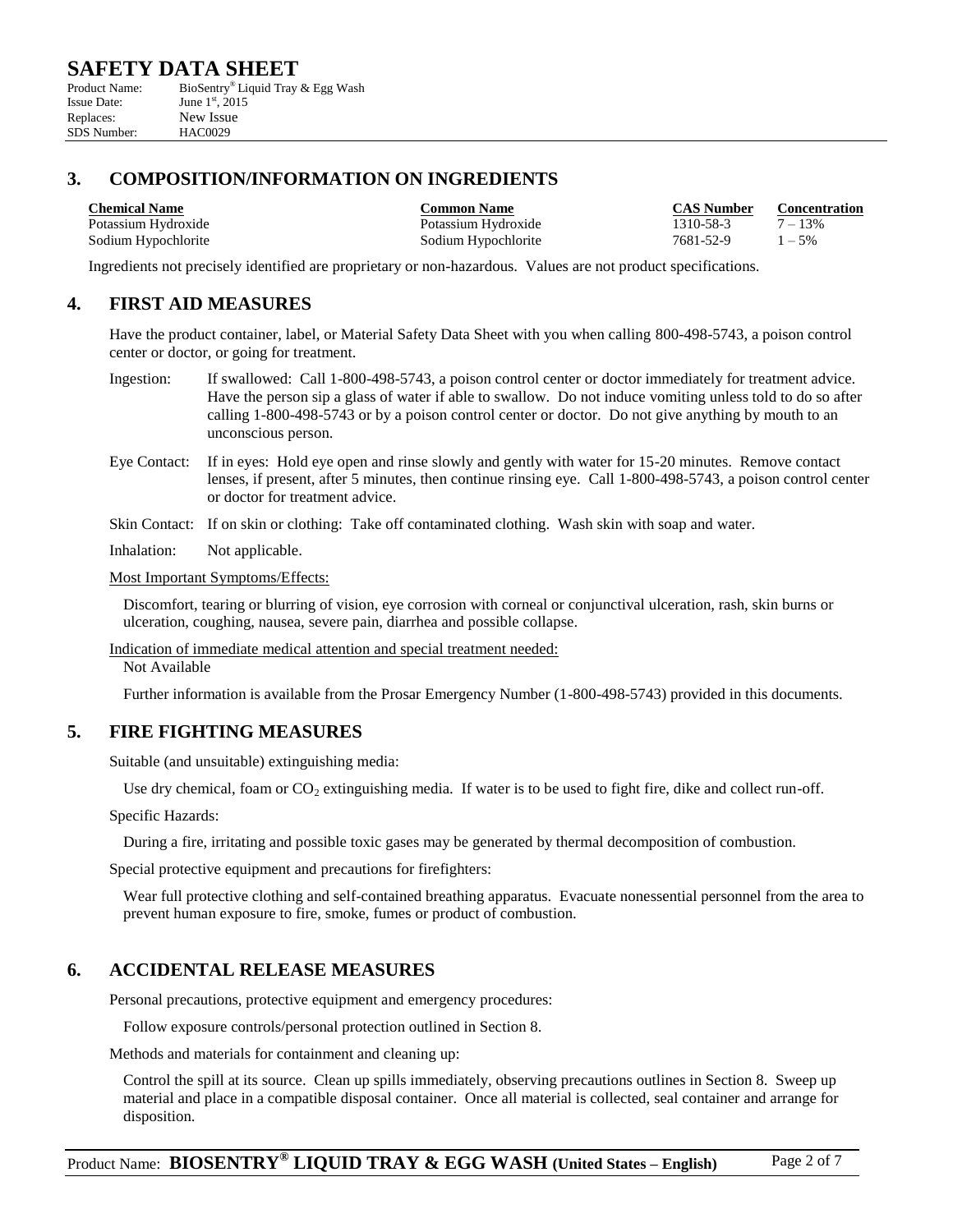## 3. COMPOSITION/INFORMATION ON INGREDIENTS

| Chemical Name | Common Name | CAS Number | Concentration |
|---|---|---|---|
| Potassium Hydroxide | Potassium Hydroxide | 1310-58-3 | 7 – 13% |
| Sodium Hypochlorite | Sodium Hypochlorite | 7681-52-9 | 1 – 5% |

Ingredients not precisely identified are proprietary or non-hazardous. Values are not product specifications.

## 4. FIRST AID MEASURES

Have the product container, label, or Material Safety Data Sheet with you when calling 800-498-5743, a poison control center or doctor, or going for treatment.

Ingestion: If swallowed: Call 1-800-498-5743, a poison control center or doctor immediately for treatment advice. Have the person sip a glass of water if able to swallow. Do not induce vomiting unless told to do so after calling 1-800-498-5743 or by a poison control center or doctor. Do not give anything by mouth to an unconscious person.

Eye Contact: If in eyes: Hold eye open and rinse slowly and gently with water for 15-20 minutes. Remove contact lenses, if present, after 5 minutes, then continue rinsing eye. Call 1-800-498-5743, a poison control center or doctor for treatment advice.

Skin Contact: If on skin or clothing: Take off contaminated clothing. Wash skin with soap and water.

Inhalation: Not applicable.

Most Important Symptoms/Effects:

Discomfort, tearing or blurring of vision, eye corrosion with corneal or conjunctival ulceration, rash, skin burns or ulceration, coughing, nausea, severe pain, diarrhea and possible collapse.

Indication of immediate medical attention and special treatment needed:
Not Available

Further information is available from the Prosar Emergency Number (1-800-498-5743) provided in this documents.

## 5. FIRE FIGHTING MEASURES

Suitable (and unsuitable) extinguishing media:

Use dry chemical, foam or $CO_2$ extinguishing media. If water is to be used to fight fire, dike and collect run-off.

Specific Hazards:

During a fire, irritating and possible toxic gases may be generated by thermal decomposition of combustion.

Special protective equipment and precautions for firefighters:

Wear full protective clothing and self-contained breathing apparatus. Evacuate nonessential personnel from the area to prevent human exposure to fire, smoke, fumes or product of combustion.

## 6. ACCIDENTAL RELEASE MEASURES

Personal precautions, protective equipment and emergency procedures:

Follow exposure controls/personal protection outlined in Section 8.

Methods and materials for containment and cleaning up:

Control the spill at its source. Clean up spills immediately, observing precautions outlines in Section 8. Sweep up material and place in a compatible disposal container. Once all material is collected, seal container and arrange for disposition.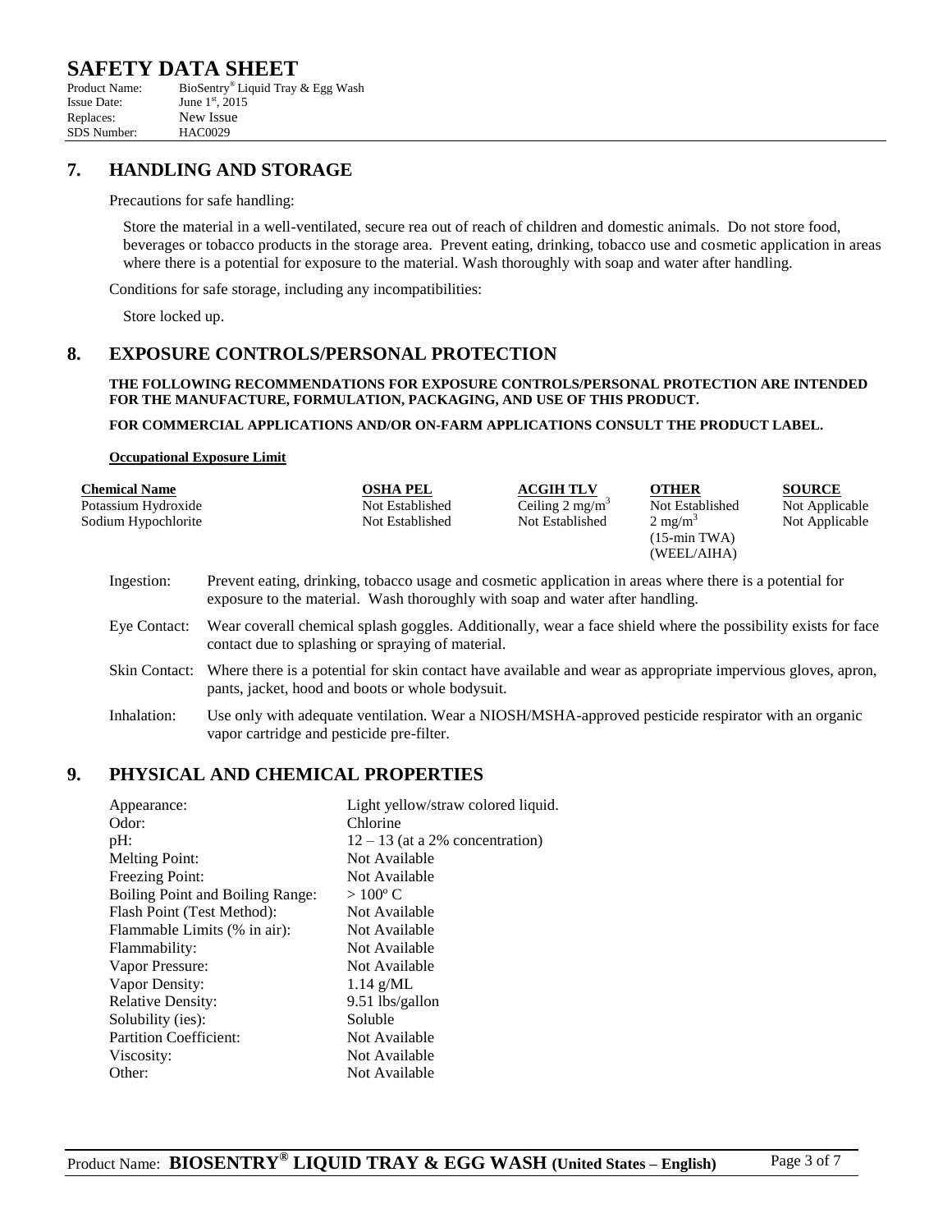# SAFETY DATA SHEET

Product Name: BioSentry® Liquid Tray & Egg Wash
Issue Date: June 1st, 2015
Replaces: New Issue
SDS Number: HAC0029

## 7. HANDLING AND STORAGE

Precautions for safe handling:

Store the material in a well-ventilated, secure rea out of reach of children and domestic animals. Do not store food, beverages or tobacco products in the storage area. Prevent eating, drinking, tobacco use and cosmetic application in areas where there is a potential for exposure to the material. Wash thoroughly with soap and water after handling.

Conditions for safe storage, including any incompatibilities:

Store locked up.

## 8. EXPOSURE CONTROLS/PERSONAL PROTECTION

**THE FOLLOWING RECOMMENDATIONS FOR EXPOSURE CONTROLS/PERSONAL PROTECTION ARE INTENDED FOR THE MANUFACTURE, FORMULATION, PACKAGING, AND USE OF THIS PRODUCT.**

**FOR COMMERCIAL APPLICATIONS AND/OR ON-FARM APPLICATIONS CONSULT THE PRODUCT LABEL.**

**Occupational Exposure Limit**

| Chemical Name | OSHA PEL | ACGIH TLV | OTHER | SOURCE |
|---|---|---|---|---|
| Potassium Hydroxide | Not Established | Ceiling 2 mg/m$^3$ | Not Established | Not Applicable |
| Sodium Hypochlorite | Not Established | Not Established | 2 mg/m$^3$ (15-min TWA) (WEEL/AIHA) | Not Applicable |

Ingestion: Prevent eating, drinking, tobacco usage and cosmetic application in areas where there is a potential for exposure to the material. Wash thoroughly with soap and water after handling.

Eye Contact: Wear coverall chemical splash goggles. Additionally, wear a face shield where the possibility exists for face contact due to splashing or spraying of material.

Skin Contact: Where there is a potential for skin contact have available and wear as appropriate impervious gloves, apron, pants, jacket, hood and boots or whole bodysuit.

Inhalation: Use only with adequate ventilation. Wear a NIOSH/MSHA-approved pesticide respirator with an organic vapor cartridge and pesticide pre-filter.

## 9. PHYSICAL AND CHEMICAL PROPERTIES

| | |
|---|---|
| Appearance: | Light yellow/straw colored liquid. |
| Odor: | Chlorine |
| pH: | 12 – 13 (at a 2% concentration) |
| Melting Point: | Not Available |
| Freezing Point: | Not Available |
| Boiling Point and Boiling Range: | > 100º C |
| Flash Point (Test Method): | Not Available |
| Flammable Limits (% in air): | Not Available |
| Flammability: | Not Available |
| Vapor Pressure: | Not Available |
| Vapor Density: | 1.14 g/ML |
| Relative Density: | 9.51 lbs/gallon |
| Solubility (ies): | Soluble |
| Partition Coefficient: | Not Available |
| Viscosity: | Not Available |
| Other: | Not Available |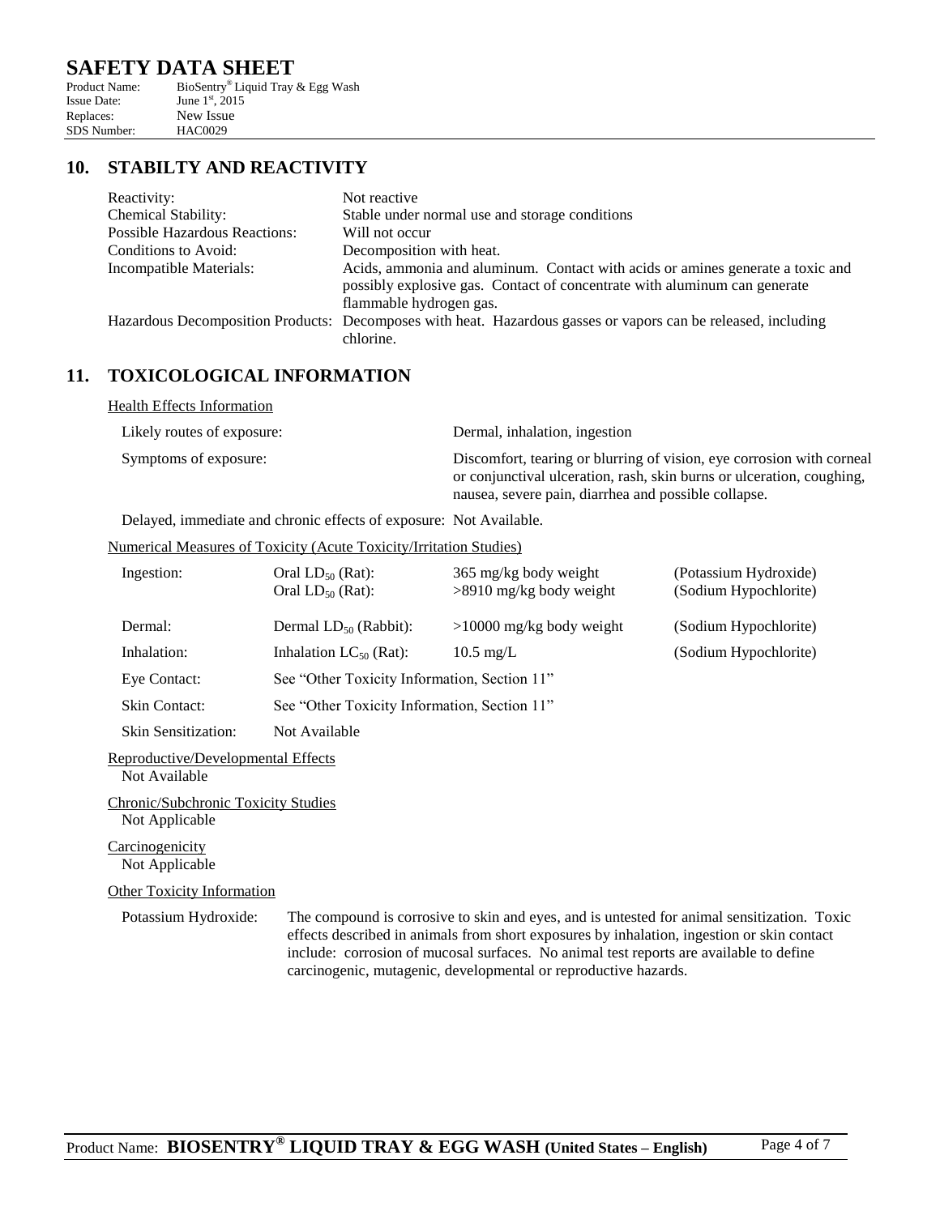# SAFETY DATA SHEET

Product Name: BioSentry® Liquid Tray & Egg Wash
Issue Date: June 1st, 2015
Replaces: New Issue
SDS Number: HAC0029

## 10. STABILTY AND REACTIVITY

| | |
|---|---|
| Reactivity: | Not reactive |
| Chemical Stability: | Stable under normal use and storage conditions |
| Possible Hazardous Reactions: | Will not occur |
| Conditions to Avoid: | Decomposition with heat. |
| Incompatible Materials: | Acids, ammonia and aluminum. Contact with acids or amines generate a toxic and possibly explosive gas. Contact of concentrate with aluminum can generate flammable hydrogen gas. |
| Hazardous Decomposition Products: | Decomposes with heat. Hazardous gasses or vapors can be released, including chlorine. |

## 11. TOXICOLOGICAL INFORMATION

Health Effects Information

| | |
|---|---|
| Likely routes of exposure: | Dermal, inhalation, ingestion |
| Symptoms of exposure: | Discomfort, tearing or blurring of vision, eye corrosion with corneal or conjunctival ulceration, rash, skin burns or ulceration, coughing, nausea, severe pain, diarrhea and possible collapse. |

Delayed, immediate and chronic effects of exposure: Not Available.

Numerical Measures of Toxicity (Acute Toxicity/Irritation Studies)

| | | | |
|---|---|---|---|
| Ingestion: | Oral $LD_{50}$ (Rat): | 365 mg/kg body weight | (Potassium Hydroxide) |
| | Oral $LD_{50}$ (Rat): | >8910 mg/kg body weight | (Sodium Hypochlorite) |
| Dermal: | Dermal $LD_{50}$ (Rabbit): | >10000 mg/kg body weight | (Sodium Hypochlorite) |
| Inhalation: | Inhalation $LC_{50}$ (Rat): | 10.5 mg/L | (Sodium Hypochlorite) |
| Eye Contact: | See "Other Toxicity Information, Section 11" | | |
| Skin Contact: | See "Other Toxicity Information, Section 11" | | |
| Skin Sensitization: | Not Available | | |

Reproductive/Developmental Effects
Not Available

Chronic/Subchronic Toxicity Studies
Not Applicable

Carcinogenicity
Not Applicable

Other Toxicity Information

Potassium Hydroxide: The compound is corrosive to skin and eyes, and is untested for animal sensitization. Toxic effects described in animals from short exposures by inhalation, ingestion or skin contact include: corrosion of mucosal surfaces. No animal test reports are available to define carcinogenic, mutagenic, developmental or reproductive hazards.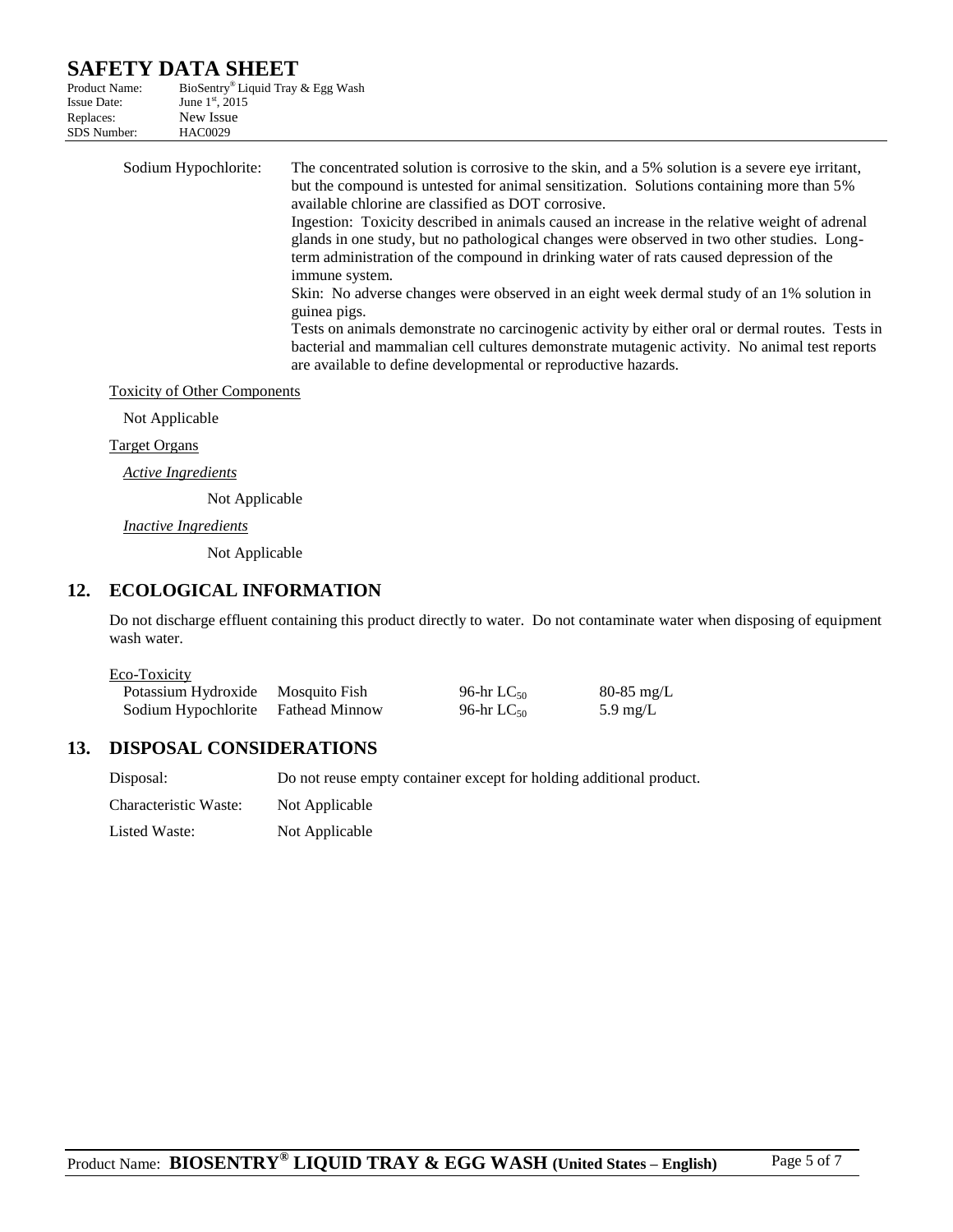Sodium Hypochlorite: The concentrated solution is corrosive to the skin, and a 5% solution is a severe eye irritant, but the compound is untested for animal sensitization. Solutions containing more than 5% available chlorine are classified as DOT corrosive.

Ingestion: Toxicity described in animals caused an increase in the relative weight of adrenal glands in one study, but no pathological changes were observed in two other studies. Long-term administration of the compound in drinking water of rats caused depression of the immune system.

Skin: No adverse changes were observed in an eight week dermal study of an 1% solution in guinea pigs.

Tests on animals demonstrate no carcinogenic activity by either oral or dermal routes. Tests in bacterial and mammalian cell cultures demonstrate mutagenic activity. No animal test reports are available to define developmental or reproductive hazards.

Toxicity of Other Components

Not Applicable

Target Organs

*Active Ingredients*

Not Applicable

*Inactive Ingredients*

Not Applicable

## 12. ECOLOGICAL INFORMATION

Do not discharge effluent containing this product directly to water. Do not contaminate water when disposing of equipment wash water.

Eco-Toxicity

| | | | |
|---|---|---|---|
| Potassium Hydroxide | Mosquito Fish | 96-hr $LC_{50}$ | 80-85 mg/L |
| Sodium Hypochlorite | Fathead Minnow | 96-hr $LC_{50}$ | 5.9 mg/L |

## 13. DISPOSAL CONSIDERATIONS

Disposal: Do not reuse empty container except for holding additional product.

Characteristic Waste: Not Applicable

Listed Waste: Not Applicable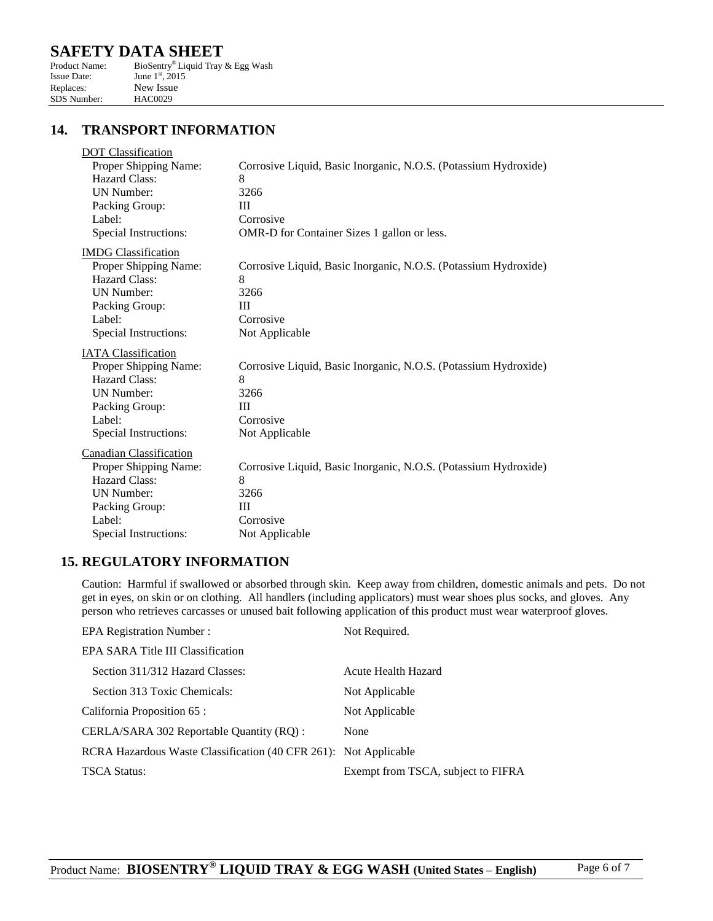## 14. TRANSPORT INFORMATION

DOT Classification

| | |
|---|---|
| Proper Shipping Name: | Corrosive Liquid, Basic Inorganic, N.O.S. (Potassium Hydroxide) |
| Hazard Class: | 8 |
| UN Number: | 3266 |
| Packing Group: | III |
| Label: | Corrosive |
| Special Instructions: | OMR-D for Container Sizes 1 gallon or less. |

IMDG Classification

| | |
|---|---|
| Proper Shipping Name: | Corrosive Liquid, Basic Inorganic, N.O.S. (Potassium Hydroxide) |
| Hazard Class: | 8 |
| UN Number: | 3266 |
| Packing Group: | III |
| Label: | Corrosive |
| Special Instructions: | Not Applicable |

IATA Classification

| | |
|---|---|
| Proper Shipping Name: | Corrosive Liquid, Basic Inorganic, N.O.S. (Potassium Hydroxide) |
| Hazard Class: | 8 |
| UN Number: | 3266 |
| Packing Group: | III |
| Label: | Corrosive |
| Special Instructions: | Not Applicable |

Canadian Classification

| | |
|---|---|
| Proper Shipping Name: | Corrosive Liquid, Basic Inorganic, N.O.S. (Potassium Hydroxide) |
| Hazard Class: | 8 |
| UN Number: | 3266 |
| Packing Group: | III |
| Label: | Corrosive |
| Special Instructions: | Not Applicable |

## 15. REGULATORY INFORMATION

Caution: Harmful if swallowed or absorbed through skin. Keep away from children, domestic animals and pets. Do not get in eyes, on skin or on clothing. All handlers (including applicators) must wear shoes plus socks, and gloves. Any person who retrieves carcasses or unused bait following application of this product must wear waterproof gloves.

| | |
|---|---|
| EPA Registration Number : | Not Required. |
| EPA SARA Title III Classification | |
| Section 311/312 Hazard Classes: | Acute Health Hazard |
| Section 313 Toxic Chemicals: | Not Applicable |
| California Proposition 65 : | Not Applicable |
| CERLA/SARA 302 Reportable Quantity (RQ) : | None |
| RCRA Hazardous Waste Classification (40 CFR 261): | Not Applicable |
| TSCA Status: | Exempt from TSCA, subject to FIFRA |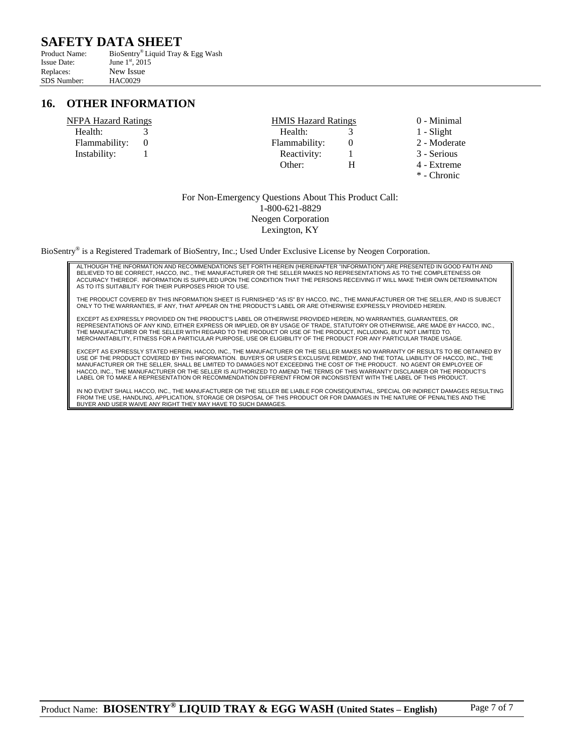# SAFETY DATA SHEET

Product Name: BioSentry® Liquid Tray & Egg Wash
Issue Date: June 1st, 2015
Replaces: New Issue
SDS Number: HAC0029

## 16. OTHER INFORMATION

| NFPA Hazard Ratings | | HMIS Hazard Ratings | | |
|---|---|---|---|---|
| Health: | 3 | Health: | 3 | 0 - Minimal |
| Flammability: | 0 | Flammability: | 0 | 1 - Slight |
| Instability: | 1 | Reactivity: | 1 | 2 - Moderate |
| | | Other: | H | 3 - Serious |
| | | | | 4 - Extreme |
| | | | | * - Chronic |

For Non-Emergency Questions About This Product Call:
1-800-621-8829
Neogen Corporation
Lexington, KY

BioSentry® is a Registered Trademark of BioSentry, Inc.; Used Under Exclusive License by Neogen Corporation.

ALTHOUGH THE INFORMATION AND RECOMMENDATIONS SET FORTH HEREIN (HEREINAFTER "INFORMATION") ARE PRESENTED IN GOOD FAITH AND BELIEVED TO BE CORRECT, HACCO, INC., THE MANUFACTURER OR THE SELLER MAKES NO REPRESENTATIONS AS TO THE COMPLETENESS OR ACCURACY THEREOF. INFORMATION IS SUPPLIED UPON THE CONDITION THAT THE PERSONS RECEIVING IT WILL MAKE THEIR OWN DETERMINATION AS TO ITS SUITABILITY FOR THEIR PURPOSES PRIOR TO USE.

THE PRODUCT COVERED BY THIS INFORMATION SHEET IS FURNISHED "AS IS" BY HACCO, INC., THE MANUFACTURER OR THE SELLER, AND IS SUBJECT ONLY TO THE WARRANTIES, IF ANY, THAT APPEAR ON THE PRODUCT'S LABEL OR ARE OTHERWISE EXPRESSLY PROVIDED HEREIN.

EXCEPT AS EXPRESSLY PROVIDED ON THE PRODUCT'S LABEL OR OTHERWISE PROVIDED HEREIN, NO WARRANTIES, GUARANTEES, OR REPRESENTATIONS OF ANY KIND, EITHER EXPRESS OR IMPLIED, OR BY USAGE OF TRADE, STATUTORY OR OTHERWISE, ARE MADE BY HACCO, INC., THE MANUFACTURER OR THE SELLER WITH REGARD TO THE PRODUCT OR USE OF THE PRODUCT, INCLUDING, BUT NOT LIMITED TO, MERCHANTABILITY, FITNESS FOR A PARTICULAR PURPOSE, USE OR ELIGIBILITY OF THE PRODUCT FOR ANY PARTICULAR TRADE USAGE.

EXCEPT AS EXPRESSLY STATED HEREIN, HACCO, INC., THE MANUFACTURER OR THE SELLER MAKES NO WARRANTY OF RESULTS TO BE OBTAINED BY USE OF THE PRODUCT COVERED BY THIS INFORMATION. BUYER'S OR USER'S EXCLUSIVE REMEDY, AND THE TOTAL LIABILITY OF HACCO, INC., THE MANUFACTURER OR THE SELLER, SHALL BE LIMITED TO DAMAGES NOT EXCEEDING THE COST OF THE PRODUCT. NO AGENT OR EMPLOYEE OF HACCO, INC., THE MANUFACTURER OR THE SELLER IS AUTHORIZED TO AMEND THE TERMS OF THIS WARRANTY DISCLAIMER OR THE PRODUCT'S LABEL OR TO MAKE A REPRESENTATION OR RECOMMENDATION DIFFERENT FROM OR INCONSISTENT WITH THE LABEL OF THIS PRODUCT.

IN NO EVENT SHALL HACCO, INC., THE MANUFACTURER OR THE SELLER BE LIABLE FOR CONSEQUENTIAL, SPECIAL OR INDIRECT DAMAGES RESULTING FROM THE USE, HANDLING, APPLICATION, STORAGE OR DISPOSAL OF THIS PRODUCT OR FOR DAMAGES IN THE NATURE OF PENALTIES AND THE BUYER AND USER WAIVE ANY RIGHT THEY MAY HAVE TO SUCH DAMAGES.